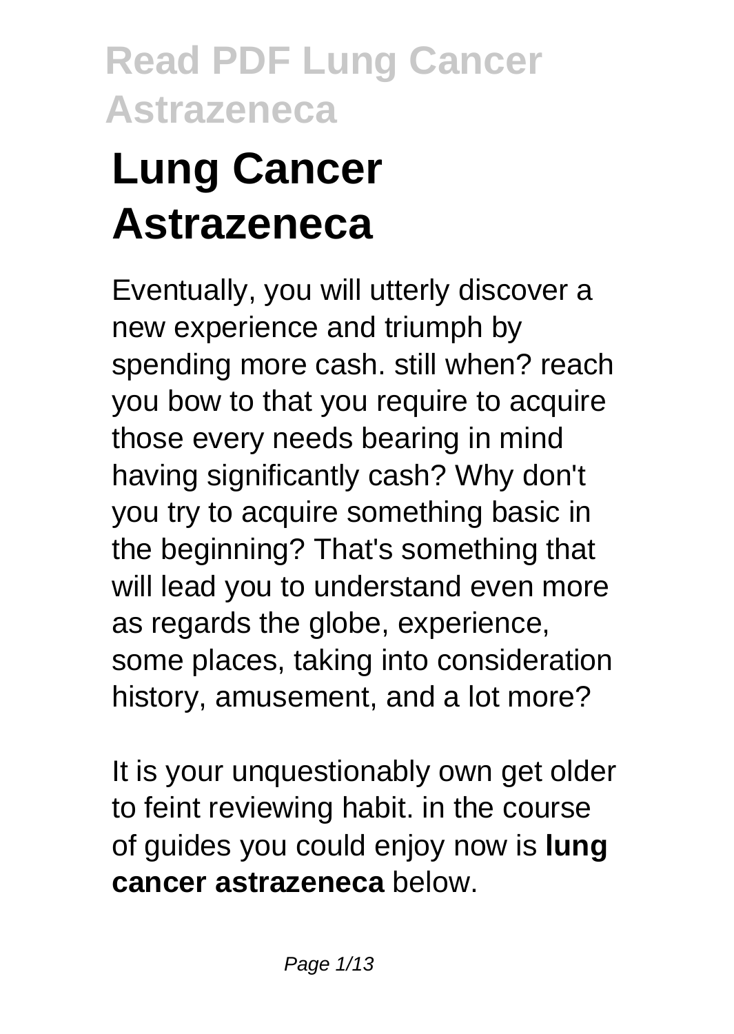# Lung Cancer Astrazeneca

Eventually, you will utterly discover a new experience and triumph by spending more cash. still when? reach you bow to that you require to acquire those every needs bearing in mind having significantly cash? Why don't you try to acquire something basic in the beginning? That's something that will lead you to understand even more as regards the globe, experience, some places, taking into consideration history, amusement, and a lot more?

It is your unquestionably own get older to feint reviewing habit. in the course of guides you could enjoy now is **lung cancer astrazeneca** below.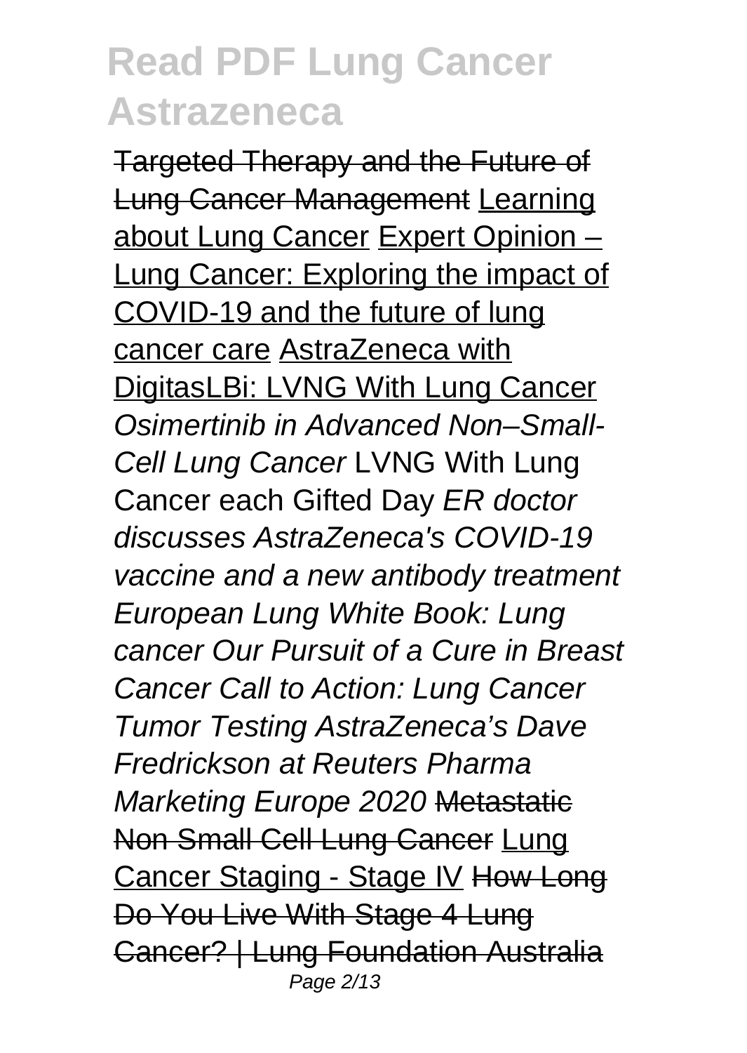Targeted Therapy and the Future of Lung Cancer Management Learning about Lung Cancer Expert Opinion – Lung Cancer: Exploring the impact of COVID-19 and the future of lung cancer care AstraZeneca with DigitasLBi: LVNG With Lung Cancer *Osimertinib in Advanced Non–Small-Cell Lung Cancer* LVNG With Lung Cancer each Gifted Day *ER doctor discusses AstraZeneca's COVID-19 vaccine and a new antibody treatment European Lung White Book: Lung cancer Our Pursuit of a Cure in Breast Cancer Call to Action: Lung Cancer Tumor Testing AstraZeneca's Dave Fredrickson at Reuters Pharma Marketing Europe 2020* Metastatic Non Small Cell Lung Cancer Lung Cancer Staging - Stage IV How Long Do You Live With Stage 4 Lung Cancer? | Lung Foundation Australia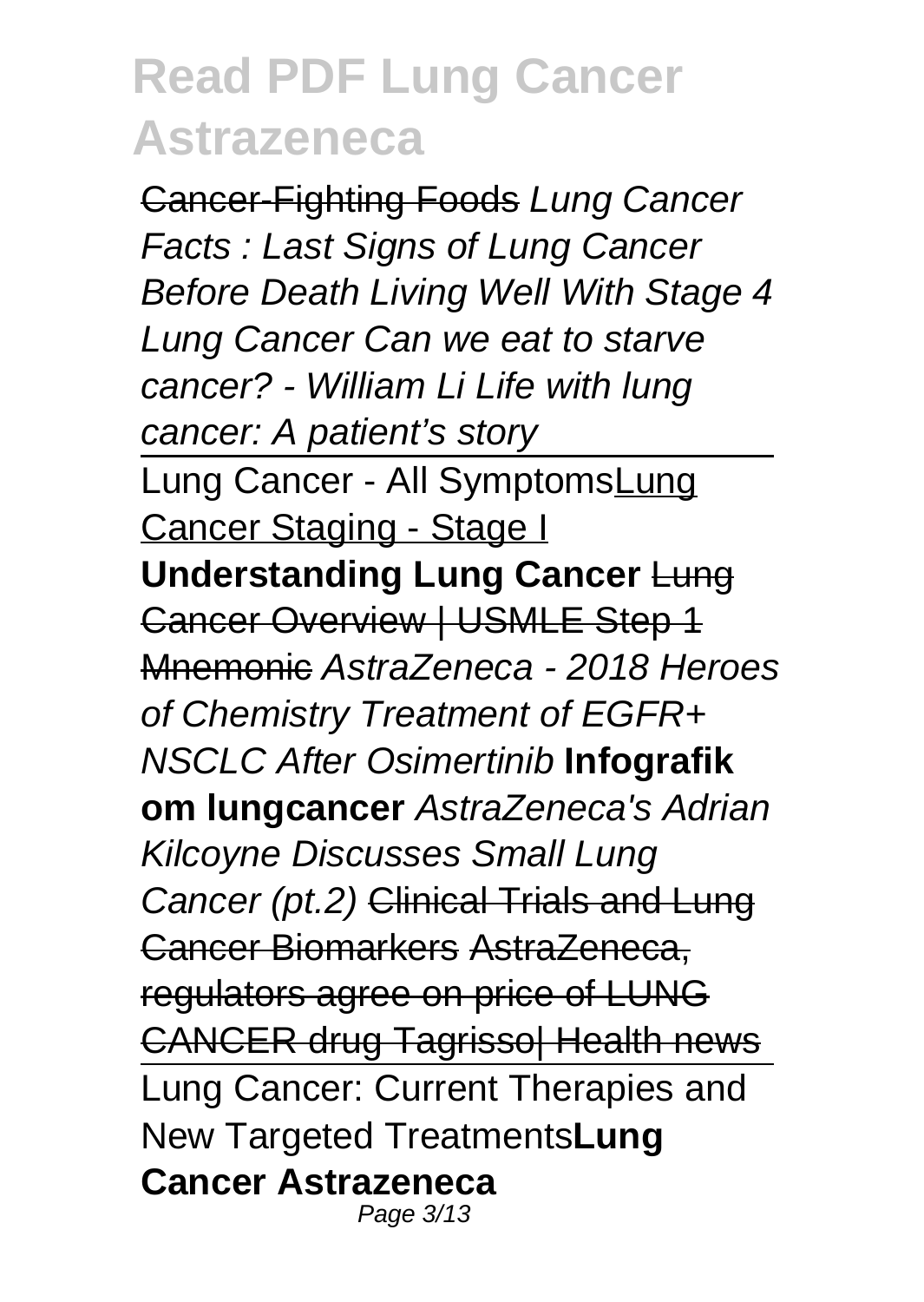Cancer-Fighting Foods *Lung Cancer Facts : Last Signs of Lung Cancer Before Death* *Living Well With Stage 4 Lung Cancer* *Can we eat to starve cancer? - William Li* *Life with lung cancer: A patient's story*

Lung Cancer - All Symptoms Lung Cancer Staging - Stage I

**Understanding Lung Cancer** Lung Cancer Overview | USMLE Step 1 Mnemonic *AstraZeneca - 2018 Heroes of Chemistry* *Treatment of EGFR+ NSCLC After Osimertinib* **Infografik om lungcancer** *AstraZeneca's Adrian Kilcoyne Discusses Small Lung Cancer (pt.2)* Clinical Trials and Lung Cancer Biomarkers AstraZeneca, regulators agree on price of LUNG CANCER drug Tagrisso| Health news

Lung Cancer: Current Therapies and New Targeted Treatments **Lung Cancer Astrazeneca**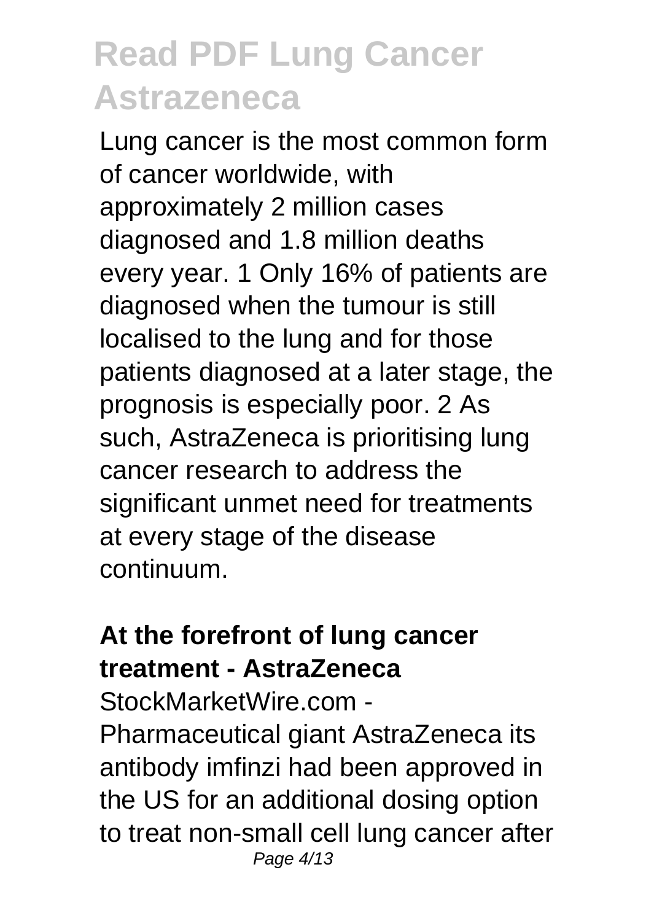Lung cancer is the most common form of cancer worldwide, with approximately 2 million cases diagnosed and 1.8 million deaths every year. 1 Only 16% of patients are diagnosed when the tumour is still localised to the lung and for those patients diagnosed at a later stage, the prognosis is especially poor. 2 As such, AstraZeneca is prioritising lung cancer research to address the significant unmet need for treatments at every stage of the disease continuum.

**At the forefront of lung cancer treatment - AstraZeneca**

StockMarketWire.com - Pharmaceutical giant AstraZeneca its antibody imfinzi had been approved in the US for an additional dosing option to treat non-small cell lung cancer after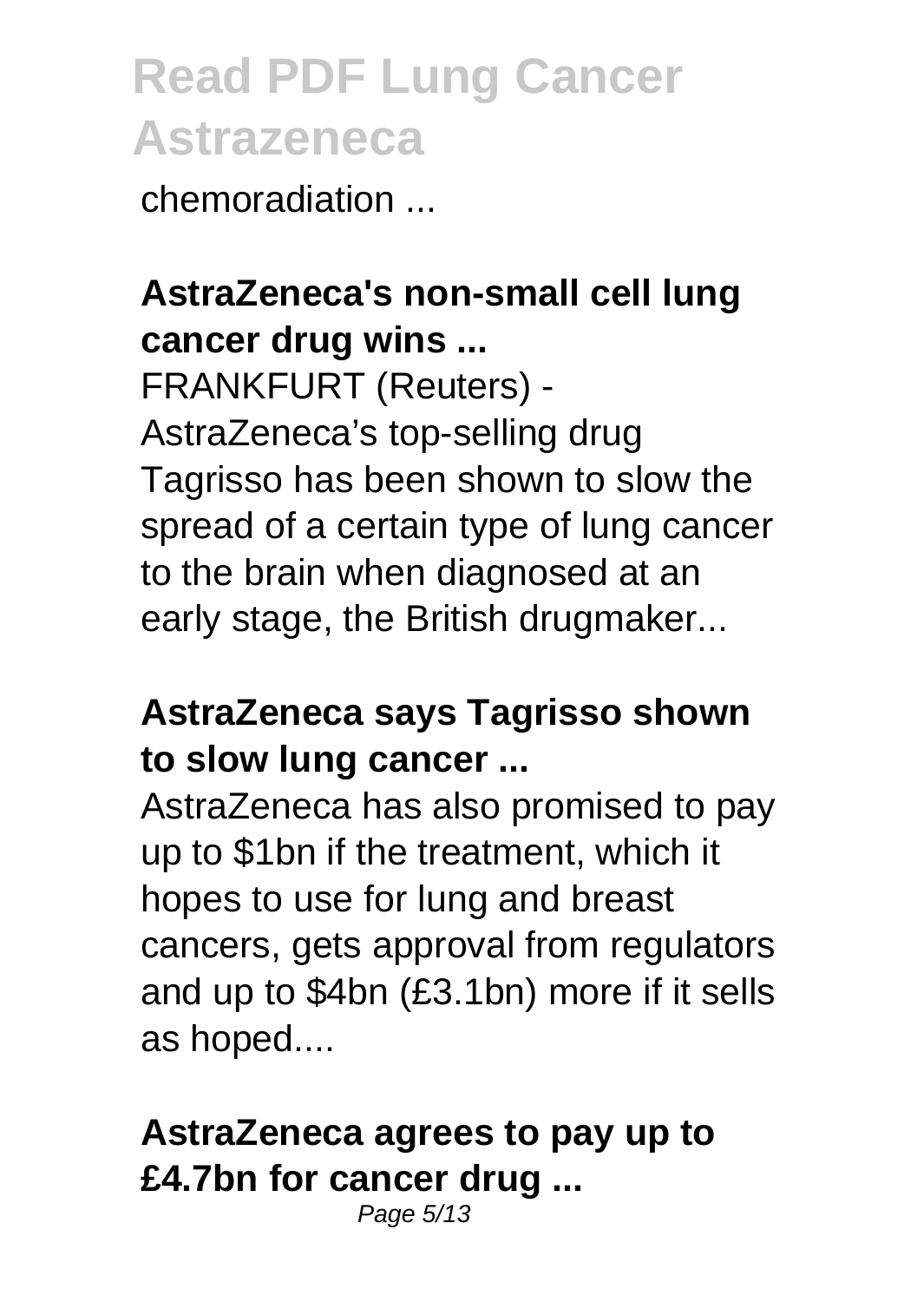chemoradiation ...

**AstraZeneca's non-small cell lung cancer drug wins ...**

FRANKFURT (Reuters) - AstraZeneca's top-selling drug Tagrisso has been shown to slow the spread of a certain type of lung cancer to the brain when diagnosed at an early stage, the British drugmaker...

**AstraZeneca says Tagrisso shown to slow lung cancer ...**

AstraZeneca has also promised to pay up to $1bn if the treatment, which it hopes to use for lung and breast cancers, gets approval from regulators and up to $4bn (£3.1bn) more if it sells as hoped....

**AstraZeneca agrees to pay up to £4.7bn for cancer drug ...**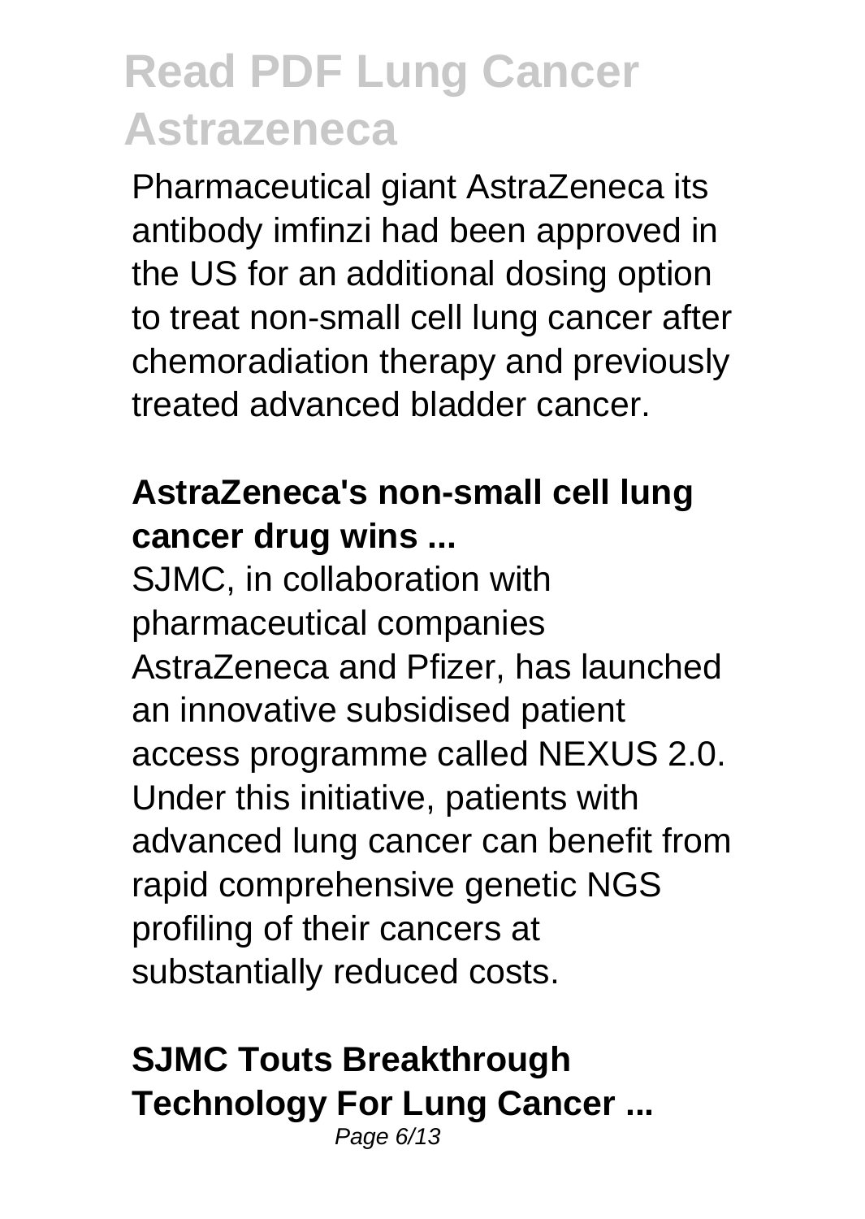Pharmaceutical giant AstraZeneca its antibody imfinzi had been approved in the US for an additional dosing option to treat non-small cell lung cancer after chemoradiation therapy and previously treated advanced bladder cancer.

**AstraZeneca's non-small cell lung cancer drug wins ...**

SJMC, in collaboration with pharmaceutical companies AstraZeneca and Pfizer, has launched an innovative subsidised patient access programme called NEXUS 2.0. Under this initiative, patients with advanced lung cancer can benefit from rapid comprehensive genetic NGS profiling of their cancers at substantially reduced costs.

**SJMC Touts Breakthrough Technology For Lung Cancer ...**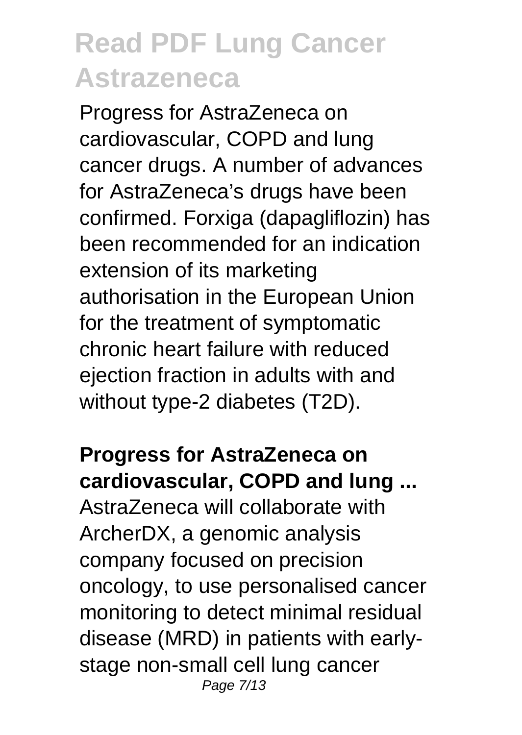Progress for AstraZeneca on cardiovascular, COPD and lung cancer drugs. A number of advances for AstraZeneca's drugs have been confirmed. Forxiga (dapagliflozin) has been recommended for an indication extension of its marketing authorisation in the European Union for the treatment of symptomatic chronic heart failure with reduced ejection fraction in adults with and without type-2 diabetes (T2D).

**Progress for AstraZeneca on cardiovascular, COPD and lung ...**

AstraZeneca will collaborate with ArcherDX, a genomic analysis company focused on precision oncology, to use personalised cancer monitoring to detect minimal residual disease (MRD) in patients with early-stage non-small cell lung cancer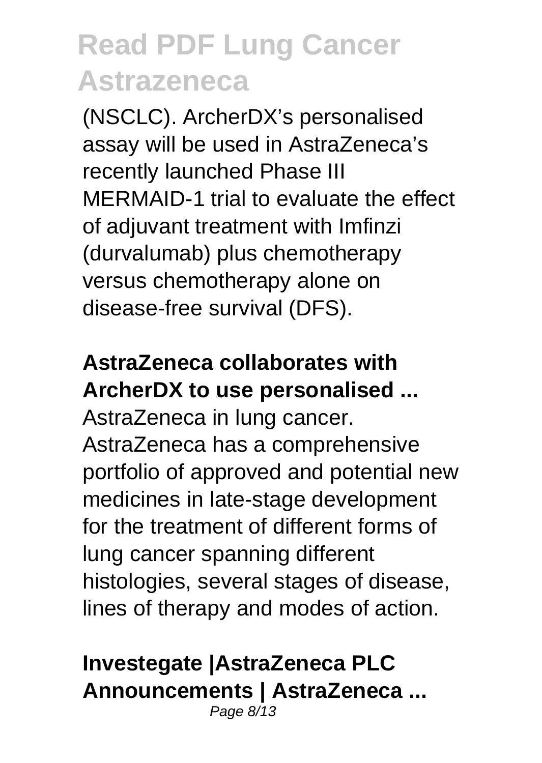(NSCLC). ArcherDX's personalised assay will be used in AstraZeneca's recently launched Phase III MERMAID-1 trial to evaluate the effect of adjuvant treatment with Imfinzi (durvalumab) plus chemotherapy versus chemotherapy alone on disease-free survival (DFS).

**AstraZeneca collaborates with ArcherDX to use personalised ...**

AstraZeneca in lung cancer. AstraZeneca has a comprehensive portfolio of approved and potential new medicines in late-stage development for the treatment of different forms of lung cancer spanning different histologies, several stages of disease, lines of therapy and modes of action.

**Investegate |AstraZeneca PLC Announcements | AstraZeneca ...**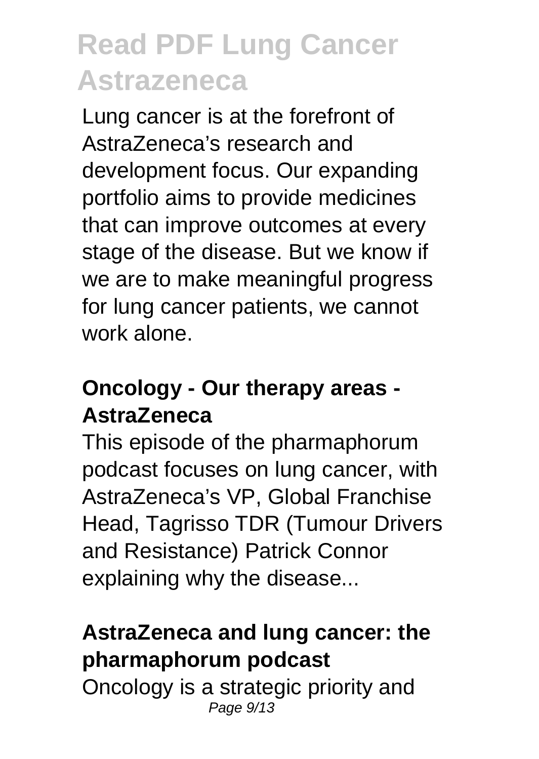# Read PDF Lung Cancer Astrazeneca

Lung cancer is at the forefront of AstraZeneca's research and development focus. Our expanding portfolio aims to provide medicines that can improve outcomes at every stage of the disease. But we know if we are to make meaningful progress for lung cancer patients, we cannot work alone.

**Oncology - Our therapy areas - AstraZeneca**

This episode of the pharmaphorum podcast focuses on lung cancer, with AstraZeneca's VP, Global Franchise Head, Tagrisso TDR (Tumour Drivers and Resistance) Patrick Connor explaining why the disease...

**AstraZeneca and lung cancer: the pharmaphorum podcast**

Oncology is a strategic priority and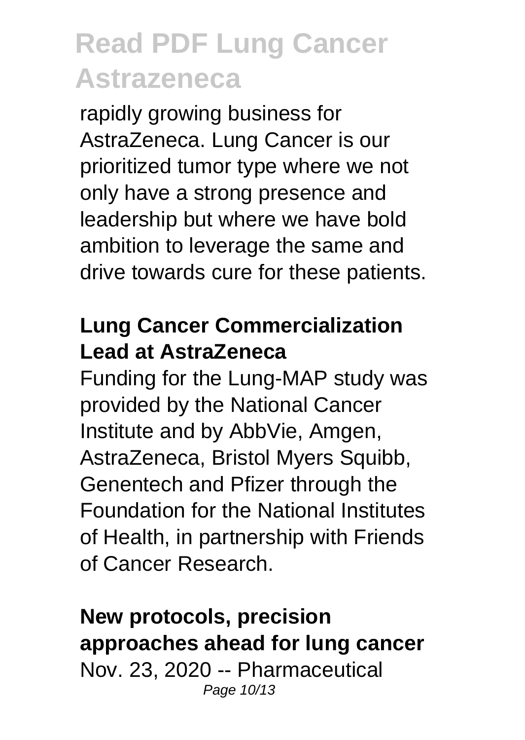rapidly growing business for AstraZeneca. Lung Cancer is our prioritized tumor type where we not only have a strong presence and leadership but where we have bold ambition to leverage the same and drive towards cure for these patients.

### Lung Cancer Commercialization Lead at AstraZeneca

Funding for the Lung-MAP study was provided by the National Cancer Institute and by AbbVie, Amgen, AstraZeneca, Bristol Myers Squibb, Genentech and Pfizer through the Foundation for the National Institutes of Health, in partnership with Friends of Cancer Research.

### New protocols, precision approaches ahead for lung cancer

Nov. 23, 2020 -- Pharmaceutical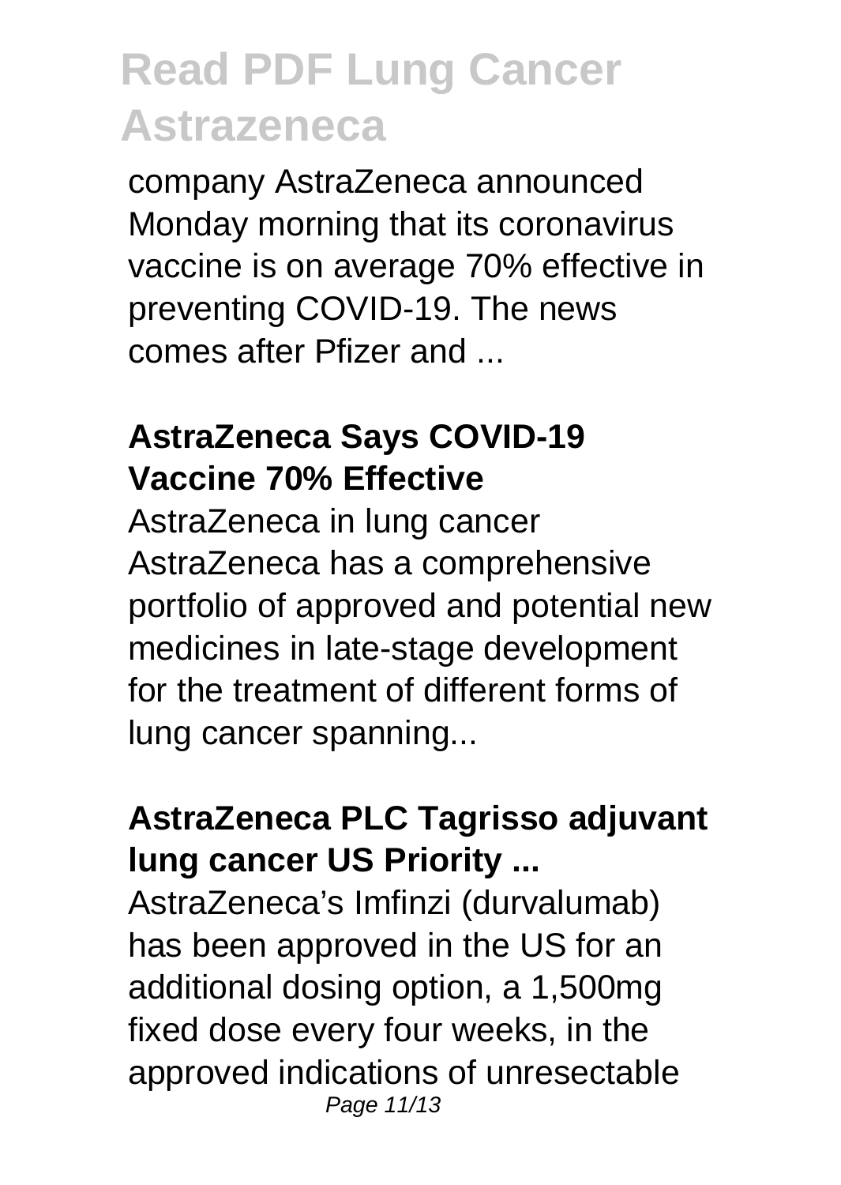company AstraZeneca announced Monday morning that its coronavirus vaccine is on average 70% effective in preventing COVID-19. The news comes after Pfizer and ...

**AstraZeneca Says COVID-19 Vaccine 70% Effective**

AstraZeneca in lung cancer AstraZeneca has a comprehensive portfolio of approved and potential new medicines in late-stage development for the treatment of different forms of lung cancer spanning...

**AstraZeneca PLC Tagrisso adjuvant lung cancer US Priority ...**

AstraZeneca's Imfinzi (durvalumab) has been approved in the US for an additional dosing option, a 1,500mg fixed dose every four weeks, in the approved indications of unresectable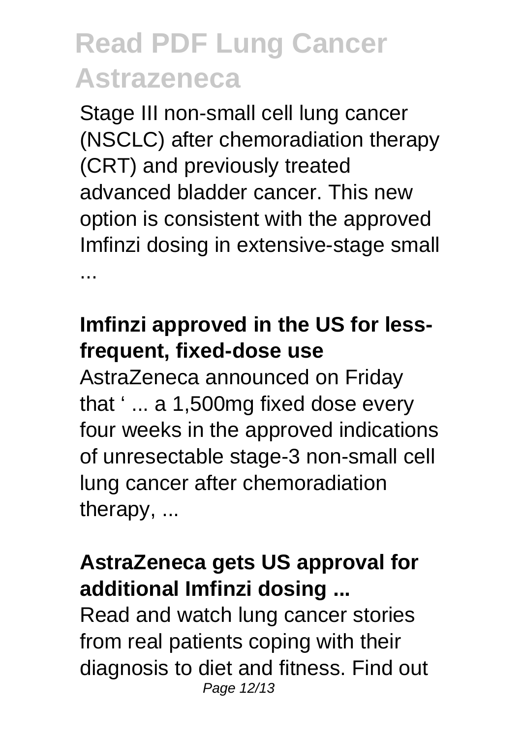Stage III non-small cell lung cancer (NSCLC) after chemoradiation therapy (CRT) and previously treated advanced bladder cancer. This new option is consistent with the approved Imfinzi dosing in extensive-stage small ...

**Imfinzi approved in the US for less-frequent, fixed-dose use**

AstraZeneca announced on Friday that ' ... a 1,500mg fixed dose every four weeks in the approved indications of unresectable stage-3 non-small cell lung cancer after chemoradiation therapy, ...

**AstraZeneca gets US approval for additional Imfinzi dosing ...**

Read and watch lung cancer stories from real patients coping with their diagnosis to diet and fitness. Find out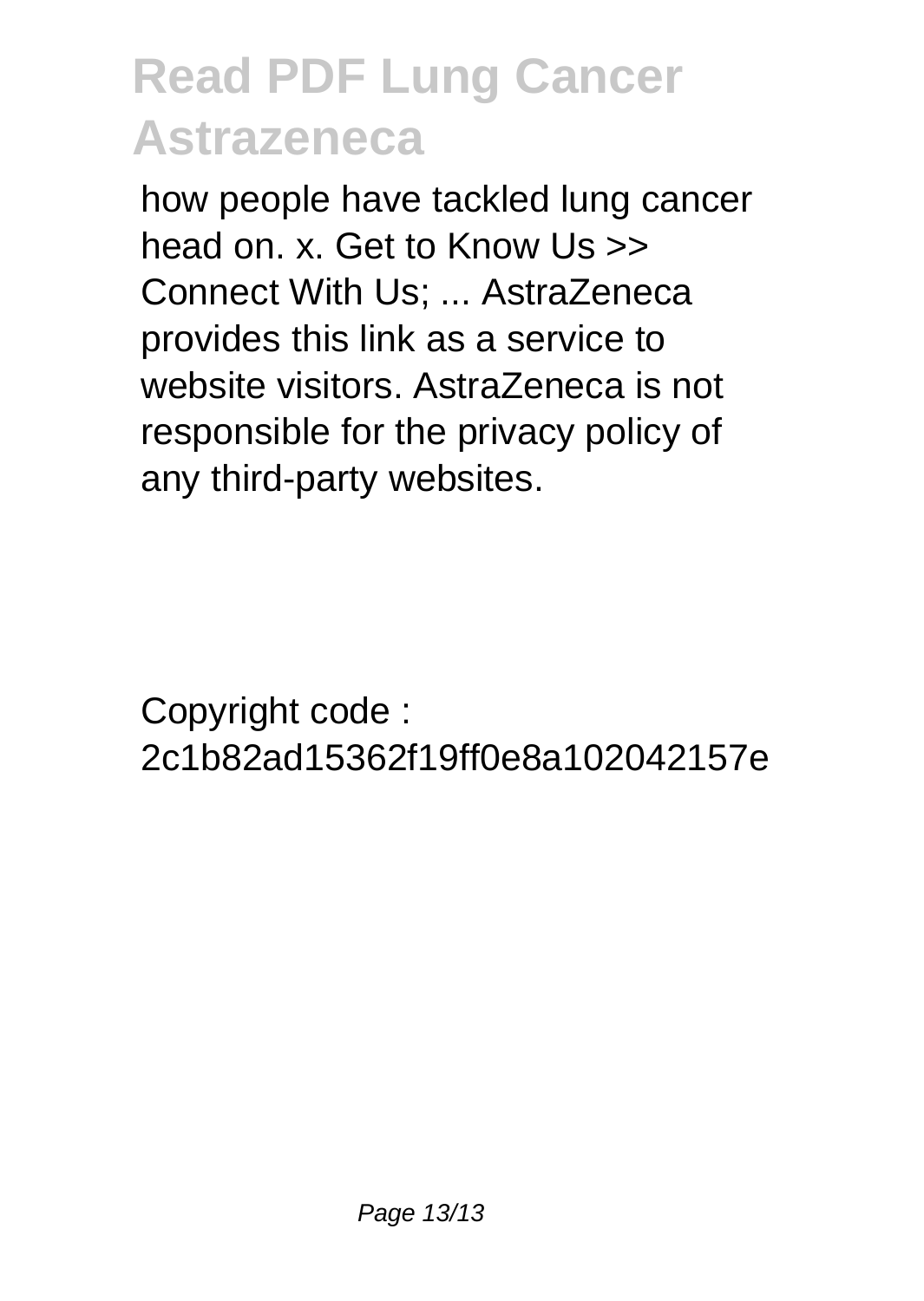how people have tackled lung cancer head on. x. Get to Know Us >> Connect With Us; ... AstraZeneca provides this link as a service to website visitors. AstraZeneca is not responsible for the privacy policy of any third-party websites.

Copyright code : 2c1b82ad15362f19ff0e8a102042157e